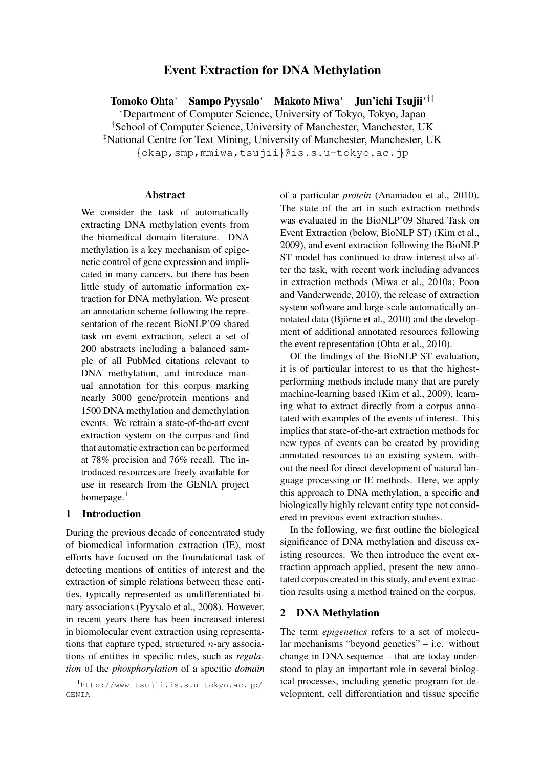# Event Extraction for DNA Methylation

**Tomoko Ohta*** **Sampo Pyysalo*** **Makoto Miwa*** **Jun'ichi Tsujii*†‡**

*Department of Computer Science, University of Tokyo, Tokyo, Japan
†School of Computer Science, University of Manchester, Manchester, UK
‡National Centre for Text Mining, University of Manchester, Manchester, UK
{okap,smp,mmiwa,tsujii}@is.s.u-tokyo.ac.jp

## Abstract

We consider the task of automatically extracting DNA methylation events from the biomedical domain literature. DNA methylation is a key mechanism of epigenetic control of gene expression and implicated in many cancers, but there has been little study of automatic information extraction for DNA methylation. We present an annotation scheme following the representation of the recent BioNLP'09 shared task on event extraction, select a set of 200 abstracts including a balanced sample of all PubMed citations relevant to DNA methylation, and introduce manual annotation for this corpus marking nearly 3000 gene/protein mentions and 1500 DNA methylation and demethylation events. We retrain a state-of-the-art event extraction system on the corpus and find that automatic extraction can be performed at 78% precision and 76% recall. The introduced resources are freely available for use in research from the GENIA project homepage.[1]

## 1 Introduction

During the previous decade of concentrated study of biomedical information extraction (IE), most efforts have focused on the foundational task of detecting mentions of entities of interest and the extraction of simple relations between these entities, typically represented as undifferentiated binary associations (Pyysalo et al., 2008). However, in recent years there has been increased interest in biomolecular event extraction using representations that capture typed, structured $n$-ary associations of entities in specific roles, such as *regulation* of the *phosphorylation* of a specific *domain* of a particular *protein* (Ananiadou et al., 2010). The state of the art in such extraction methods was evaluated in the BioNLP'09 Shared Task on Event Extraction (below, BioNLP ST) (Kim et al., 2009), and event extraction following the BioNLP ST model has continued to draw interest also after the task, with recent work including advances in extraction methods (Miwa et al., 2010a; Poon and Vanderwende, 2010), the release of extraction system software and large-scale automatically annotated data (Björne et al., 2010) and the development of additional annotated resources following the event representation (Ohta et al., 2010).

Of the findings of the BioNLP ST evaluation, it is of particular interest to us that the highest-performing methods include many that are purely machine-learning based (Kim et al., 2009), learning what to extract directly from a corpus annotated with examples of the events of interest. This implies that state-of-the-art extraction methods for new types of events can be created by providing annotated resources to an existing system, without the need for direct development of natural language processing or IE methods. Here, we apply this approach to DNA methylation, a specific and biologically highly relevant entity type not considered in previous event extraction studies.

In the following, we first outline the biological significance of DNA methylation and discuss existing resources. We then introduce the event extraction approach applied, present the new annotated corpus created in this study, and event extraction results using a method trained on the corpus.

## 2 DNA Methylation

The term *epigenetics* refers to a set of molecular mechanisms "beyond genetics" – i.e. without change in DNA sequence – that are today understood to play an important role in several biological processes, including genetic program for development, cell differentiation and tissue specific

[1] http://www-tsujii.is.s.u-tokyo.ac.jp/GENIA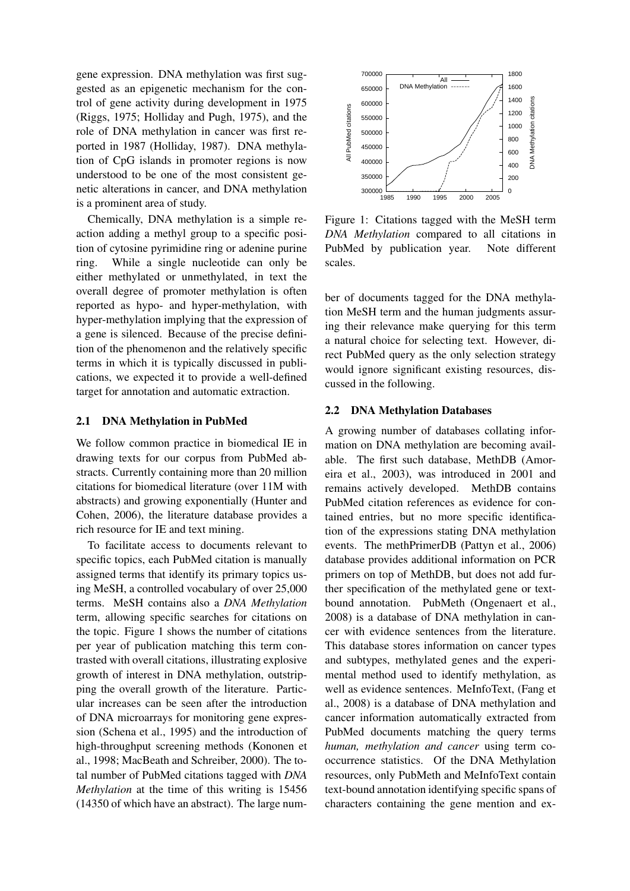gene expression. DNA methylation was first suggested as an epigenetic mechanism for the control of gene activity during development in 1975 (Riggs, 1975; Holliday and Pugh, 1975), and the role of DNA methylation in cancer was first reported in 1987 (Holliday, 1987). DNA methylation of CpG islands in promoter regions is now understood to be one of the most consistent genetic alterations in cancer, and DNA methylation is a prominent area of study.

Chemically, DNA methylation is a simple reaction adding a methyl group to a specific position of cytosine pyrimidine ring or adenine purine ring. While a single nucleotide can only be either methylated or unmethylated, in text the overall degree of promoter methylation is often reported as hypo- and hyper-methylation, with hyper-methylation implying that the expression of a gene is silenced. Because of the precise definition of the phenomenon and the relatively specific terms in which it is typically discussed in publications, we expected it to provide a well-defined target for annotation and automatic extraction.

## 2.1 DNA Methylation in PubMed

We follow common practice in biomedical IE in drawing texts for our corpus from PubMed abstracts. Currently containing more than 20 million citations for biomedical literature (over 11M with abstracts) and growing exponentially (Hunter and Cohen, 2006), the literature database provides a rich resource for IE and text mining.

To facilitate access to documents relevant to specific topics, each PubMed citation is manually assigned terms that identify its primary topics using MeSH, a controlled vocabulary of over 25,000 terms. MeSH contains also a *DNA Methylation* term, allowing specific searches for citations on the topic. Figure 1 shows the number of citations per year of publication matching this term contrasted with overall citations, illustrating explosive growth of interest in DNA methylation, outstripping the overall growth of the literature. Particular increases can be seen after the introduction of DNA microarrays for monitoring gene expression (Schena et al., 1995) and the introduction of high-throughput screening methods (Kononen et al., 1998; MacBeath and Schreiber, 2000). The total number of PubMed citations tagged with *DNA Methylation* at the time of this writing is 15456 (14350 of which have an abstract). The large number of documents tagged for the DNA methylation MeSH term and the human judgments assuring their relevance make querying for this term a natural choice for selecting text. However, direct PubMed query as the only selection strategy would ignore significant existing resources, discussed in the following.

Figure 1: Citations tagged with the MeSH term *DNA Methylation* compared to all citations in PubMed by publication year. Note different scales.

## 2.2 DNA Methylation Databases

A growing number of databases collating information on DNA methylation are becoming available. The first such database, MethDB (Amoreira et al., 2003), was introduced in 2001 and remains actively developed. MethDB contains PubMed citation references as evidence for contained entries, but no more specific identification of the expressions stating DNA methylation events. The methPrimerDB (Pattyn et al., 2006) database provides additional information on PCR primers on top of MethDB, but does not add further specification of the methylated gene or text-bound annotation. PubMeth (Ongenaert et al., 2008) is a database of DNA methylation in cancer with evidence sentences from the literature. This database stores information on cancer types and subtypes, methylated genes and the experimental method used to identify methylation, as well as evidence sentences. MeInfoText, (Fang et al., 2008) is a database of DNA methylation and cancer information automatically extracted from PubMed documents matching the query terms *human, methylation and cancer* using term co-occurrence statistics. Of the DNA Methylation resources, only PubMeth and MeInfoText contain text-bound annotation identifying specific spans of characters containing the gene mention and ex-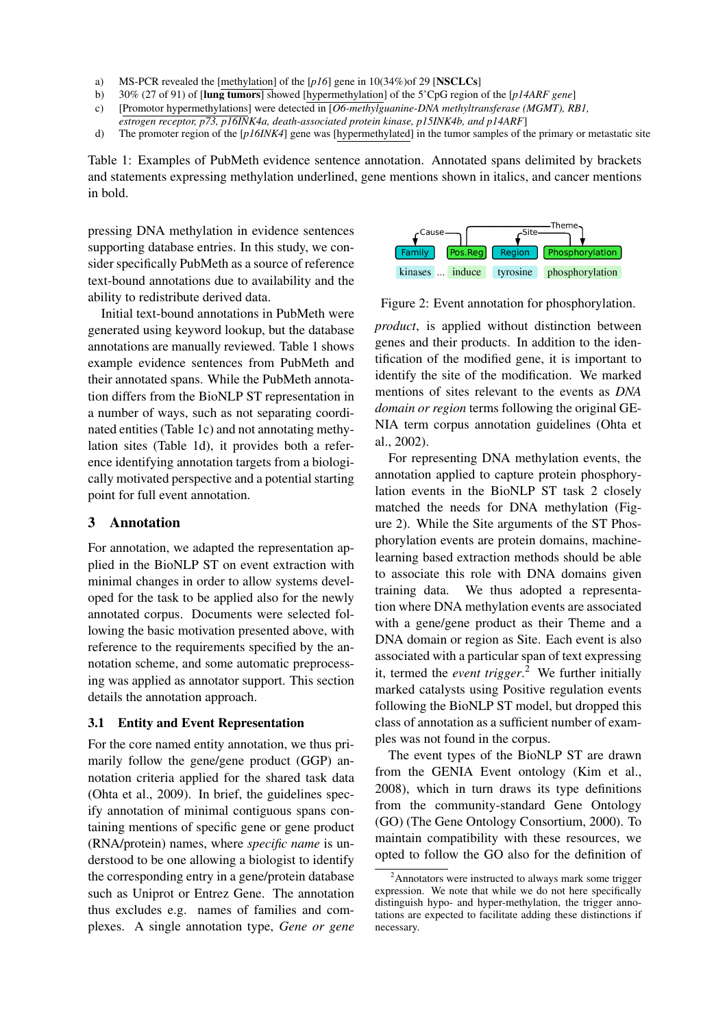a) MS-PCR revealed the [methylation] of the [*p16*] gene in 10(34%)of 29 [**NSCLCs**]
b) 30% (27 of 91) of [**lung tumors**] showed [hypermethylation] of the 5'CpG region of the [*p14ARF gene*]
c) [Promotor hypermethylations] were detected in [*O6-methylguanine-DNA methyltransferase (MGMT), RB1, estrogen receptor, p73, p16INK4a, death-associated protein kinase, p15INK4b, and p14ARF*]
d) The promoter region of the [*p16INK4*] gene was [hypermethylated] in the tumor samples of the primary or metastatic site

Table 1: Examples of PubMeth evidence sentence annotation. Annotated spans delimited by brackets and statements expressing methylation underlined, gene mentions shown in italics, and cancer mentions in bold.

pressing DNA methylation in evidence sentences supporting database entries. In this study, we consider specifically PubMeth as a source of reference text-bound annotations due to availability and the ability to redistribute derived data.

Initial text-bound annotations in PubMeth were generated using keyword lookup, but the database annotations are manually reviewed. Table 1 shows example evidence sentences from PubMeth and their annotated spans. While the PubMeth annotation differs from the BioNLP ST representation in a number of ways, such as not separating coordinated entities (Table 1c) and not annotating methylation sites (Table 1d), it provides both a reference identifying annotation targets from a biologically motivated perspective and a potential starting point for full event annotation.

## 3 Annotation

For annotation, we adapted the representation applied in the BioNLP ST on event extraction with minimal changes in order to allow systems developed for the task to be applied also for the newly annotated corpus. Documents were selected following the basic motivation presented above, with reference to the requirements specified by the annotation scheme, and some automatic preprocessing was applied as annotator support. This section details the annotation approach.

### 3.1 Entity and Event Representation

For the core named entity annotation, we thus primarily follow the gene/gene product (GGP) annotation criteria applied for the shared task data (Ohta et al., 2009). In brief, the guidelines specify annotation of minimal contiguous spans containing mentions of specific gene or gene product (RNA/protein) names, where *specific name* is understood to be one allowing a biologist to identify the corresponding entry in a gene/protein database such as Uniprot or Entrez Gene. The annotation thus excludes e.g. names of families and complexes. A single annotation type, *Gene or gene product*, is applied without distinction between genes and their products. In addition to the identification of the modified gene, it is important to identify the site of the modification. We marked mentions of sites relevant to the events as *DNA domain or region* terms following the original GENIA term corpus annotation guidelines (Ohta et al., 2002).

Family: kinases ... Pos.Reg: induce — Region: tyrosine — Phosphorylation: phosphorylation (Cause, Site, Theme)

Figure 2: Event annotation for phosphorylation.

For representing DNA methylation events, the annotation applied to capture protein phosphorylation events in the BioNLP ST task 2 closely matched the needs for DNA methylation (Figure 2). While the Site arguments of the ST Phosphorylation events are protein domains, machine-learning based extraction methods should be able to associate this role with DNA domains given training data. We thus adopted a representation where DNA methylation events are associated with a gene/gene product as their Theme and a DNA domain or region as Site. Each event is also associated with a particular span of text expressing it, termed the *event trigger*.[2] We further initially marked catalysts using Positive regulation events following the BioNLP ST model, but dropped this class of annotation as a sufficient number of examples was not found in the corpus.

The event types of the BioNLP ST are drawn from the GENIA Event ontology (Kim et al., 2008), which in turn draws its type definitions from the community-standard Gene Ontology (GO) (The Gene Ontology Consortium, 2000). To maintain compatibility with these resources, we opted to follow the GO also for the definition of

[2] Annotators were instructed to always mark some trigger expression. We note that while we do not here specifically distinguish hypo- and hyper-methylation, the trigger annotations are expected to facilitate adding these distinctions if necessary.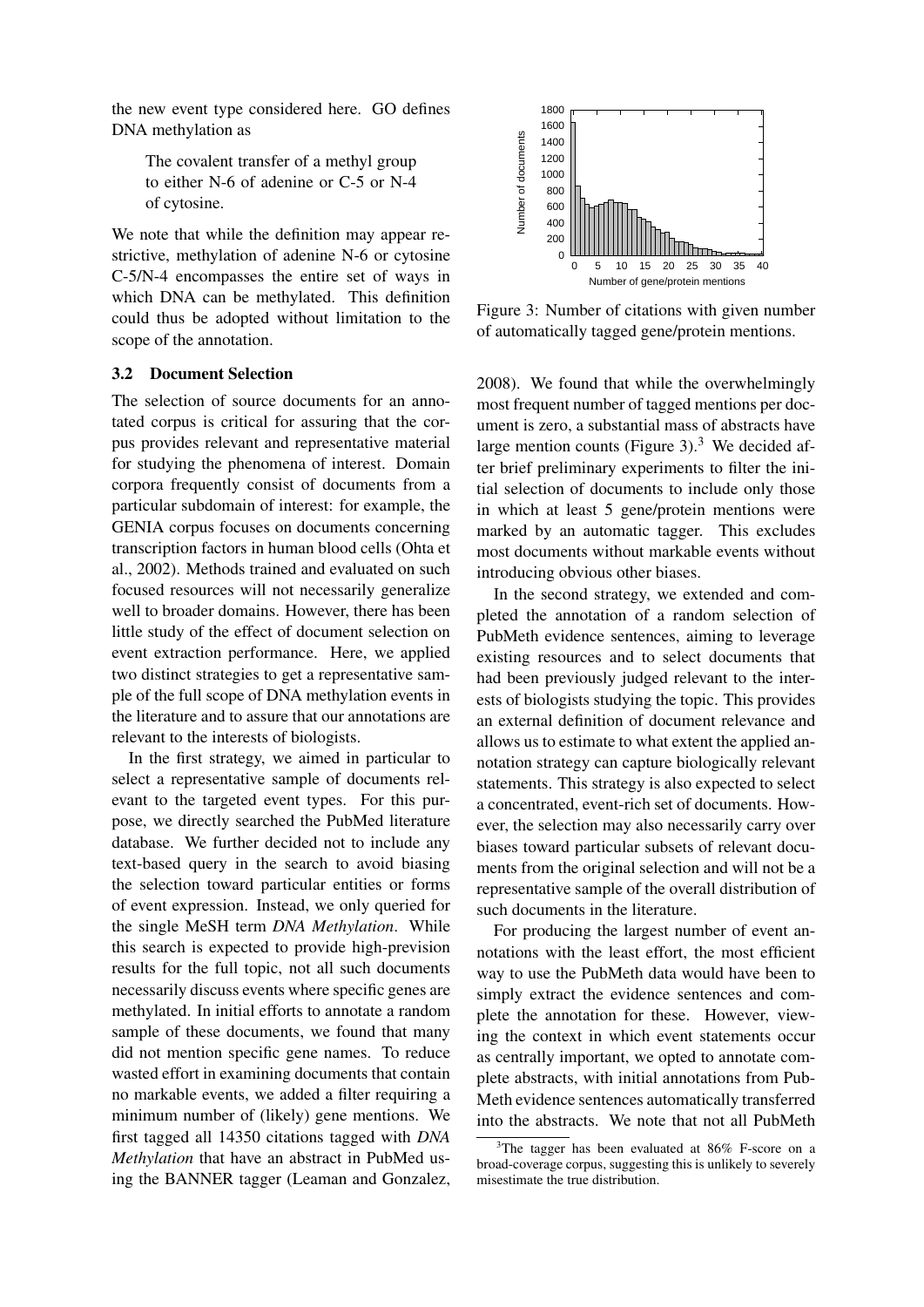the new event type considered here. GO defines DNA methylation as

> The covalent transfer of a methyl group to either N-6 of adenine or C-5 or N-4 of cytosine.

We note that while the definition may appear restrictive, methylation of adenine N-6 or cytosine C-5/N-4 encompasses the entire set of ways in which DNA can be methylated. This definition could thus be adopted without limitation to the scope of the annotation.

### 3.2 Document Selection

The selection of source documents for an annotated corpus is critical for assuring that the corpus provides relevant and representative material for studying the phenomena of interest. Domain corpora frequently consist of documents from a particular subdomain of interest: for example, the GENIA corpus focuses on documents concerning transcription factors in human blood cells (Ohta et al., 2002). Methods trained and evaluated on such focused resources will not necessarily generalize well to broader domains. However, there has been little study of the effect of document selection on event extraction performance. Here, we applied two distinct strategies to get a representative sample of the full scope of DNA methylation events in the literature and to assure that our annotations are relevant to the interests of biologists.

In the first strategy, we aimed in particular to select a representative sample of documents relevant to the targeted event types. For this purpose, we directly searched the PubMed literature database. We further decided not to include any text-based query in the search to avoid biasing the selection toward particular entities or forms of event expression. Instead, we only queried for the single MeSH term *DNA Methylation*. While this search is expected to provide high-prevision results for the full topic, not all such documents necessarily discuss events where specific genes are methylated. In initial efforts to annotate a random sample of these documents, we found that many did not mention specific gene names. To reduce wasted effort in examining documents that contain no markable events, we added a filter requiring a minimum number of (likely) gene mentions. We first tagged all 14350 citations tagged with *DNA Methylation* that have an abstract in PubMed using the BANNER tagger (Leaman and Gonzalez, 2008). We found that while the overwhelmingly most frequent number of tagged mentions per document is zero, a substantial mass of abstracts have large mention counts (Figure 3).[3] We decided after brief preliminary experiments to filter the initial selection of documents to include only those in which at least 5 gene/protein mentions were marked by an automatic tagger. This excludes most documents without markable events without introducing obvious other biases.

Figure 3: Number of citations with given number of automatically tagged gene/protein mentions.

In the second strategy, we extended and completed the annotation of a random selection of PubMeth evidence sentences, aiming to leverage existing resources and to select documents that had been previously judged relevant to the interests of biologists studying the topic. This provides an external definition of document relevance and allows us to estimate to what extent the applied annotation strategy can capture biologically relevant statements. This strategy is also expected to select a concentrated, event-rich set of documents. However, the selection may also necessarily carry over biases toward particular subsets of relevant documents from the original selection and will not be a representative sample of the overall distribution of such documents in the literature.

For producing the largest number of event annotations with the least effort, the most efficient way to use the PubMeth data would have been to simply extract the evidence sentences and complete the annotation for these. However, viewing the context in which event statements occur as centrally important, we opted to annotate complete abstracts, with initial annotations from PubMeth evidence sentences automatically transferred into the abstracts. We note that not all PubMeth

[3] The tagger has been evaluated at 86% F-score on a broad-coverage corpus, suggesting this is unlikely to severely misestimate the true distribution.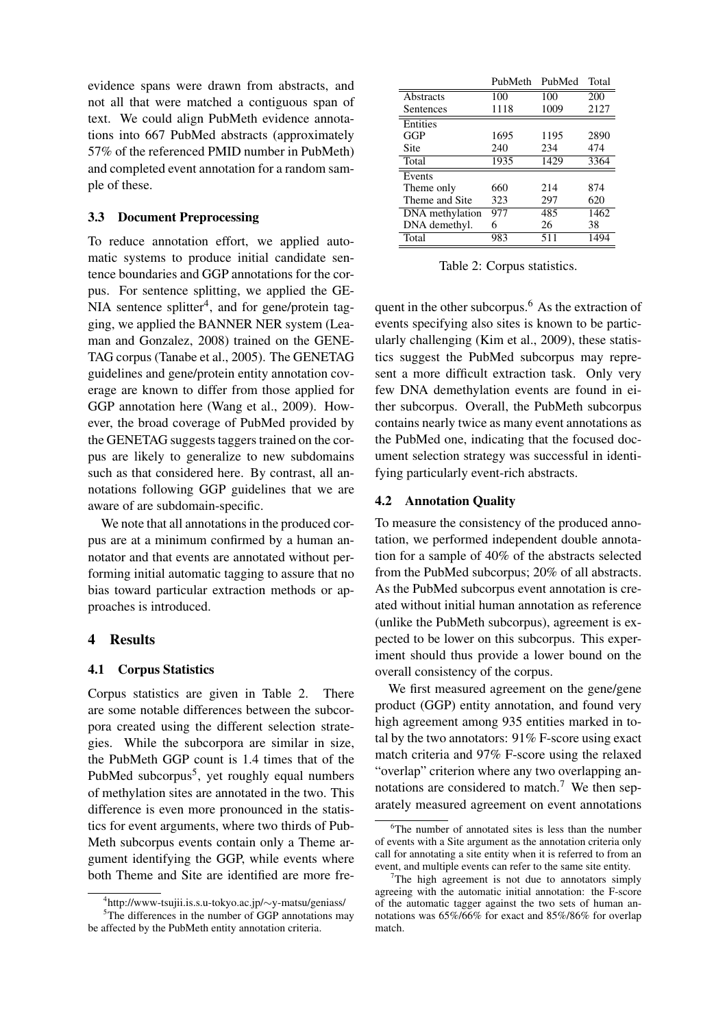evidence spans were drawn from abstracts, and not all that were matched a contiguous span of text. We could align PubMeth evidence annotations into 667 PubMed abstracts (approximately 57% of the referenced PMID number in PubMeth) and completed event annotation for a random sample of these.

### 3.3 Document Preprocessing

To reduce annotation effort, we applied automatic systems to produce initial candidate sentence boundaries and GGP annotations for the corpus. For sentence splitting, we applied the GENIA sentence splitter[4], and for gene/protein tagging, we applied the BANNER NER system (Leaman and Gonzalez, 2008) trained on the GENETAG corpus (Tanabe et al., 2005). The GENETAG guidelines and gene/protein entity annotation coverage are known to differ from those applied for GGP annotation here (Wang et al., 2009). However, the broad coverage of PubMed provided by the GENETAG suggests taggers trained on the corpus are likely to generalize to new subdomains such as that considered here. By contrast, all annotations following GGP guidelines that we are aware of are subdomain-specific.

We note that all annotations in the produced corpus are at a minimum confirmed by a human annotator and that events are annotated without performing initial automatic tagging to assure that no bias toward particular extraction methods or approaches is introduced.

## 4 Results

### 4.1 Corpus Statistics

Corpus statistics are given in Table 2. There are some notable differences between the subcorpora created using the different selection strategies. While the subcorpora are similar in size, the PubMeth GGP count is 1.4 times that of the PubMed subcorpus[5], yet roughly equal numbers of methylation sites are annotated in the two. This difference is even more pronounced in the statistics for event arguments, where two thirds of PubMeth subcorpus events contain only a Theme argument identifying the GGP, while events where both Theme and Site are identified are more frequent in the other subcorpus.[6] As the extraction of events specifying also sites is known to be particularly challenging (Kim et al., 2009), these statistics suggest the PubMed subcorpus may represent a more difficult extraction task. Only very few DNA demethylation events are found in either subcorpus. Overall, the PubMeth subcorpus contains nearly twice as many event annotations as the PubMed one, indicating that the focused document selection strategy was successful in identifying particularly event-rich abstracts.

| | PubMeth | PubMed | Total |
|---|---|---|---|
| Abstracts | 100 | 100 | 200 |
| Sentences | 1118 | 1009 | 2127 |
| Entities | | | |
| GGP | 1695 | 1195 | 2890 |
| Site | 240 | 234 | 474 |
| Total | 1935 | 1429 | 3364 |
| Events | | | |
| Theme only | 660 | 214 | 874 |
| Theme and Site | 323 | 297 | 620 |
| DNA methylation | 977 | 485 | 1462 |
| DNA demethyl. | 6 | 26 | 38 |
| Total | 983 | 511 | 1494 |

Table 2: Corpus statistics.

### 4.2 Annotation Quality

To measure the consistency of the produced annotation, we performed independent double annotation for a sample of 40% of the abstracts selected from the PubMed subcorpus; 20% of all abstracts. As the PubMed subcorpus event annotation is created without initial human annotation as reference (unlike the PubMeth subcorpus), agreement is expected to be lower on this subcorpus. This experiment should thus provide a lower bound on the overall consistency of the corpus.

We first measured agreement on the gene/gene product (GGP) entity annotation, and found very high agreement among 935 entities marked in total by the two annotators: 91% F-score using exact match criteria and 97% F-score using the relaxed "overlap" criterion where any two overlapping annotations are considered to match.[7] We then separately measured agreement on event annotations

[4] http://www-tsujii.is.s.u-tokyo.ac.jp/∼y-matsu/geniass/

[5] The differences in the number of GGP annotations may be affected by the PubMeth entity annotation criteria.

[6] The number of annotated sites is less than the number of events with a Site argument as the annotation criteria only call for annotating a site entity when it is referred to from an event, and multiple events can refer to the same site entity.

[7] The high agreement is not due to annotators simply agreeing with the automatic initial annotation: the F-score of the automatic tagger against the two sets of human annotations was 65%/66% for exact and 85%/86% for overlap match.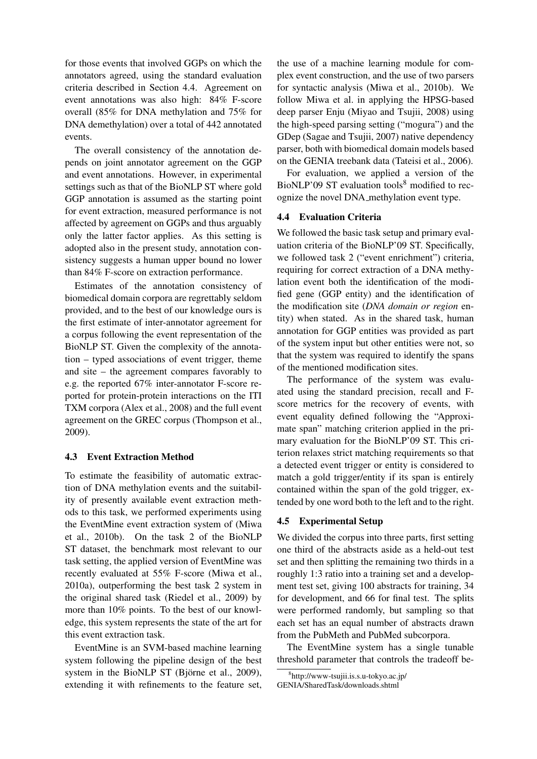for those events that involved GGPs on which the annotators agreed, using the standard evaluation criteria described in Section 4.4. Agreement on event annotations was also high: 84% F-score overall (85% for DNA methylation and 75% for DNA demethylation) over a total of 442 annotated events.

The overall consistency of the annotation depends on joint annotator agreement on the GGP and event annotations. However, in experimental settings such as that of the BioNLP ST where gold GGP annotation is assumed as the starting point for event extraction, measured performance is not affected by agreement on GGPs and thus arguably only the latter factor applies. As this setting is adopted also in the present study, annotation consistency suggests a human upper bound no lower than 84% F-score on extraction performance.

Estimates of the annotation consistency of biomedical domain corpora are regrettably seldom provided, and to the best of our knowledge ours is the first estimate of inter-annotator agreement for a corpus following the event representation of the BioNLP ST. Given the complexity of the annotation – typed associations of event trigger, theme and site – the agreement compares favorably to e.g. the reported 67% inter-annotator F-score reported for protein-protein interactions on the ITI TXM corpora (Alex et al., 2008) and the full event agreement on the GREC corpus (Thompson et al., 2009).

### 4.3 Event Extraction Method

To estimate the feasibility of automatic extraction of DNA methylation events and the suitability of presently available event extraction methods to this task, we performed experiments using the EventMine event extraction system of (Miwa et al., 2010b). On the task 2 of the BioNLP ST dataset, the benchmark most relevant to our task setting, the applied version of EventMine was recently evaluated at 55% F-score (Miwa et al., 2010a), outperforming the best task 2 system in the original shared task (Riedel et al., 2009) by more than 10% points. To the best of our knowledge, this system represents the state of the art for this event extraction task.

EventMine is an SVM-based machine learning system following the pipeline design of the best system in the BioNLP ST (Björne et al., 2009), extending it with refinements to the feature set, the use of a machine learning module for complex event construction, and the use of two parsers for syntactic analysis (Miwa et al., 2010b). We follow Miwa et al. in applying the HPSG-based deep parser Enju (Miyao and Tsujii, 2008) using the high-speed parsing setting ("mogura") and the GDep (Sagae and Tsujii, 2007) native dependency parser, both with biomedical domain models based on the GENIA treebank data (Tateisi et al., 2006).

For evaluation, we applied a version of the BioNLP'09 ST evaluation tools[8] modified to recognize the novel DNA_methylation event type.

### 4.4 Evaluation Criteria

We followed the basic task setup and primary evaluation criteria of the BioNLP'09 ST. Specifically, we followed task 2 ("event enrichment") criteria, requiring for correct extraction of a DNA methylation event both the identification of the modified gene (GGP entity) and the identification of the modification site (*DNA domain or region* entity) when stated. As in the shared task, human annotation for GGP entities was provided as part of the system input but other entities were not, so that the system was required to identify the spans of the mentioned modification sites.

The performance of the system was evaluated using the standard precision, recall and F-score metrics for the recovery of events, with event equality defined following the "Approximate span" matching criterion applied in the primary evaluation for the BioNLP'09 ST. This criterion relaxes strict matching requirements so that a detected event trigger or entity is considered to match a gold trigger/entity if its span is entirely contained within the span of the gold trigger, extended by one word both to the left and to the right.

### 4.5 Experimental Setup

We divided the corpus into three parts, first setting one third of the abstracts aside as a held-out test set and then splitting the remaining two thirds in a roughly 1:3 ratio into a training set and a development test set, giving 100 abstracts for training, 34 for development, and 66 for final test. The splits were performed randomly, but sampling so that each set has an equal number of abstracts drawn from the PubMeth and PubMed subcorpora.

The EventMine system has a single tunable threshold parameter that controls the tradeoff be-

[8] http://www-tsujii.is.s.u-tokyo.ac.jp/GENIA/SharedTask/downloads.shtml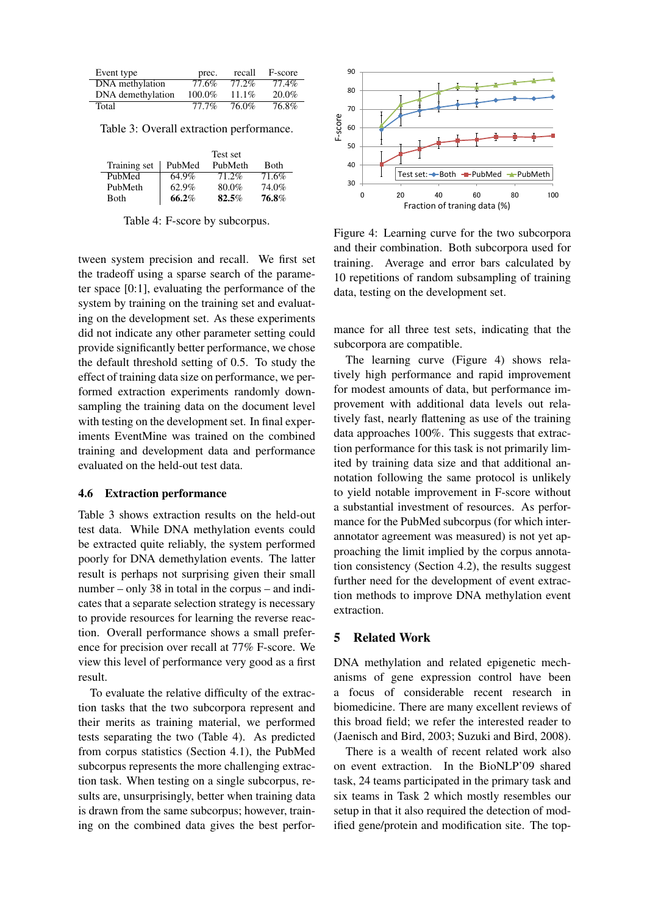| Event type | prec. | recall | F-score |
|---|---|---|---|
| DNA methylation | 77.6% | 77.2% | 77.4% |
| DNA demethylation | 100.0% | 11.1% | 20.0% |
| Total | 77.7% | 76.0% | 76.8% |

Table 3: Overall extraction performance.

| | Test set | | |
|---|---|---|---|
| Training set | PubMed | PubMeth | Both |
| PubMed | 64.9% | 71.2% | 71.6% |
| PubMeth | 62.9% | 80.0% | 74.0% |
| Both | **66.2**% | **82.5**% | **76.8**% |

Table 4: F-score by subcorpus.

tween system precision and recall. We first set the tradeoff using a sparse search of the parameter space [0:1], evaluating the performance of the system by training on the training set and evaluating on the development set. As these experiments did not indicate any other parameter setting could provide significantly better performance, we chose the default threshold setting of 0.5. To study the effect of training data size on performance, we performed extraction experiments randomly downsampling the training data on the document level with testing on the development set. In final experiments EventMine was trained on the combined training and development data and performance evaluated on the held-out test data.

### 4.6 Extraction performance

Table 3 shows extraction results on the held-out test data. While DNA methylation events could be extracted quite reliably, the system performed poorly for DNA demethylation events. The latter result is perhaps not surprising given their small number – only 38 in total in the corpus – and indicates that a separate selection strategy is necessary to provide resources for learning the reverse reaction. Overall performance shows a small preference for precision over recall at 77% F-score. We view this level of performance very good as a first result.

To evaluate the relative difficulty of the extraction tasks that the two subcorpora represent and their merits as training material, we performed tests separating the two (Table 4). As predicted from corpus statistics (Section 4.1), the PubMed subcorpus represents the more challenging extraction task. When testing on a single subcorpus, results are, unsurprisingly, better when training data is drawn from the same subcorpus; however, training on the combined data gives the best performance for all three test sets, indicating that the subcorpora are compatible.

Figure 4: Learning curve for the two subcorpora and their combination. Both subcorpora used for training. Average and error bars calculated by 10 repetitions of random subsampling of training data, testing on the development set.

The learning curve (Figure 4) shows relatively high performance and rapid improvement for modest amounts of data, but performance improvement with additional data levels out relatively fast, nearly flattening as use of the training data approaches 100%. This suggests that extraction performance for this task is not primarily limited by training data size and that additional annotation following the same protocol is unlikely to yield notable improvement in F-score without a substantial investment of resources. As performance for the PubMed subcorpus (for which inter-annotator agreement was measured) is not yet approaching the limit implied by the corpus annotation consistency (Section 4.2), the results suggest further need for the development of event extraction methods to improve DNA methylation event extraction.

## 5 Related Work

DNA methylation and related epigenetic mechanisms of gene expression control have been a focus of considerable recent research in biomedicine. There are many excellent reviews of this broad field; we refer the interested reader to (Jaenisch and Bird, 2003; Suzuki and Bird, 2008).

There is a wealth of recent related work also on event extraction. In the BioNLP'09 shared task, 24 teams participated in the primary task and six teams in Task 2 which mostly resembles our setup in that it also required the detection of modified gene/protein and modification site. The top-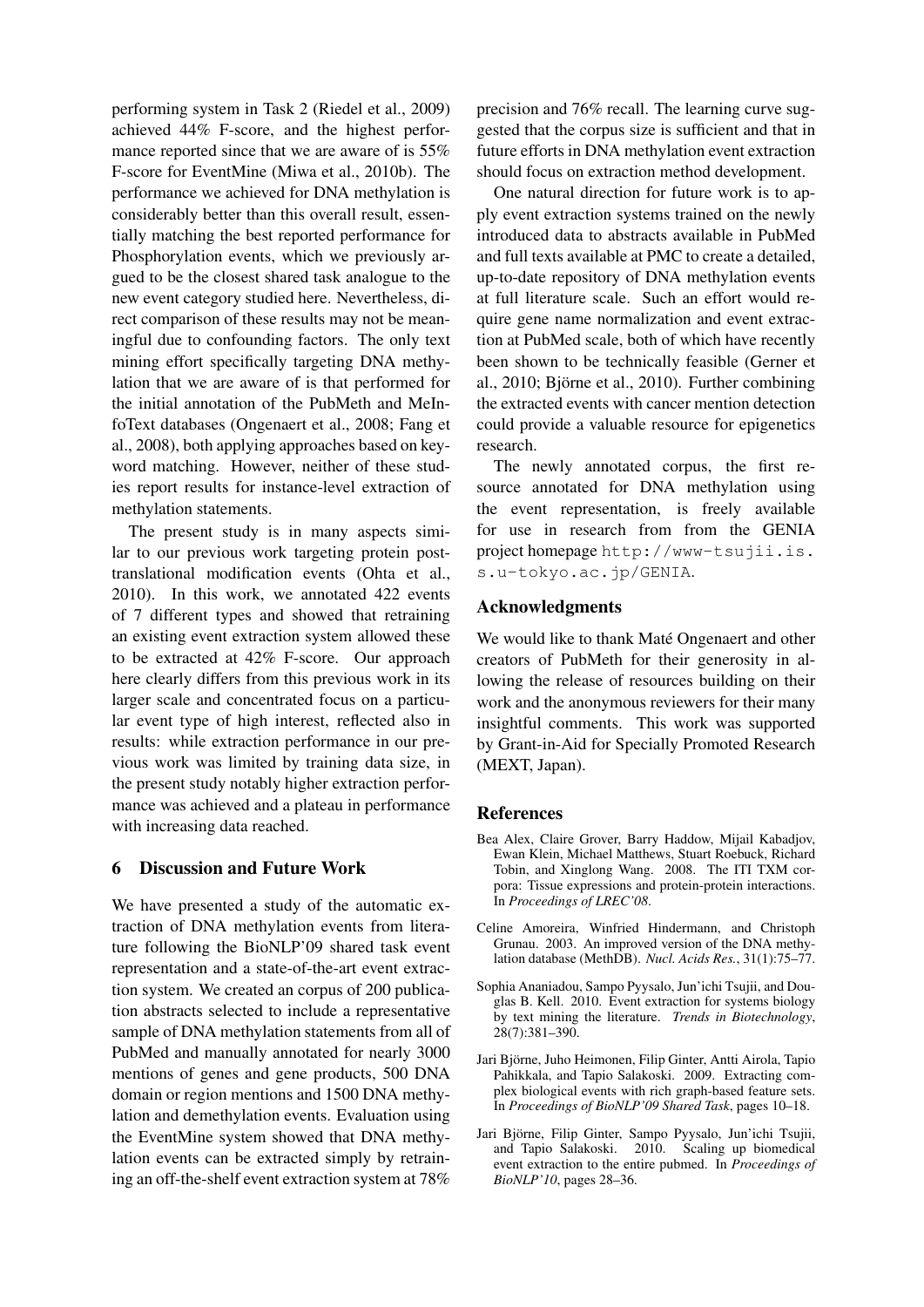performing system in Task 2 (Riedel et al., 2009) achieved 44% F-score, and the highest performance reported since that we are aware of is 55% F-score for EventMine (Miwa et al., 2010b). The performance we achieved for DNA methylation is considerably better than this overall result, essentially matching the best reported performance for Phosphorylation events, which we previously argued to be the closest shared task analogue to the new event category studied here. Nevertheless, direct comparison of these results may not be meaningful due to confounding factors. The only text mining effort specifically targeting DNA methylation that we are aware of is that performed for the initial annotation of the PubMeth and MeInfoText databases (Ongenaert et al., 2008; Fang et al., 2008), both applying approaches based on keyword matching. However, neither of these studies report results for instance-level extraction of methylation statements.

The present study is in many aspects similar to our previous work targeting protein post-translational modification events (Ohta et al., 2010). In this work, we annotated 422 events of 7 different types and showed that retraining an existing event extraction system allowed these to be extracted at 42% F-score. Our approach here clearly differs from this previous work in its larger scale and concentrated focus on a particular event type of high interest, reflected also in results: while extraction performance in our previous work was limited by training data size, in the present study notably higher extraction performance was achieved and a plateau in performance with increasing data reached.

## 6 Discussion and Future Work

We have presented a study of the automatic extraction of DNA methylation events from literature following the BioNLP'09 shared task event representation and a state-of-the-art event extraction system. We created an corpus of 200 publication abstracts selected to include a representative sample of DNA methylation statements from all of PubMed and manually annotated for nearly 3000 mentions of genes and gene products, 500 DNA domain or region mentions and 1500 DNA methylation and demethylation events. Evaluation using the EventMine system showed that DNA methylation events can be extracted simply by retraining an off-the-shelf event extraction system at 78% precision and 76% recall. The learning curve suggested that the corpus size is sufficient and that in future efforts in DNA methylation event extraction should focus on extraction method development.

One natural direction for future work is to apply event extraction systems trained on the newly introduced data to abstracts available in PubMed and full texts available at PMC to create a detailed, up-to-date repository of DNA methylation events at full literature scale. Such an effort would require gene name normalization and event extraction at PubMed scale, both of which have recently been shown to be technically feasible (Gerner et al., 2010; Björne et al., 2010). Further combining the extracted events with cancer mention detection could provide a valuable resource for epigenetics research.

The newly annotated corpus, the first resource annotated for DNA methylation using the event representation, is freely available for use in research from from the GENIA project homepage `http://www-tsujii.is.s.u-tokyo.ac.jp/GENIA`.

## Acknowledgments

We would like to thank Maté Ongenaert and other creators of PubMeth for their generosity in allowing the release of resources building on their work and the anonymous reviewers for their many insightful comments. This work was supported by Grant-in-Aid for Specially Promoted Research (MEXT, Japan).

## References

Bea Alex, Claire Grover, Barry Haddow, Mijail Kabadjov, Ewan Klein, Michael Matthews, Stuart Roebuck, Richard Tobin, and Xinglong Wang. 2008. The ITI TXM corpora: Tissue expressions and protein-protein interactions. In *Proceedings of LREC'08*.

Celine Amoreira, Winfried Hindermann, and Christoph Grunau. 2003. An improved version of the DNA methylation database (MethDB). *Nucl. Acids Res.*, 31(1):75–77.

Sophia Ananiadou, Sampo Pyysalo, Jun'ichi Tsujii, and Douglas B. Kell. 2010. Event extraction for systems biology by text mining the literature. *Trends in Biotechnology*, 28(7):381–390.

Jari Björne, Juho Heimonen, Filip Ginter, Antti Airola, Tapio Pahikkala, and Tapio Salakoski. 2009. Extracting complex biological events with rich graph-based feature sets. In *Proceedings of BioNLP'09 Shared Task*, pages 10–18.

Jari Björne, Filip Ginter, Sampo Pyysalo, Jun'ichi Tsujii, and Tapio Salakoski. 2010. Scaling up biomedical event extraction to the entire pubmed. In *Proceedings of BioNLP'10*, pages 28–36.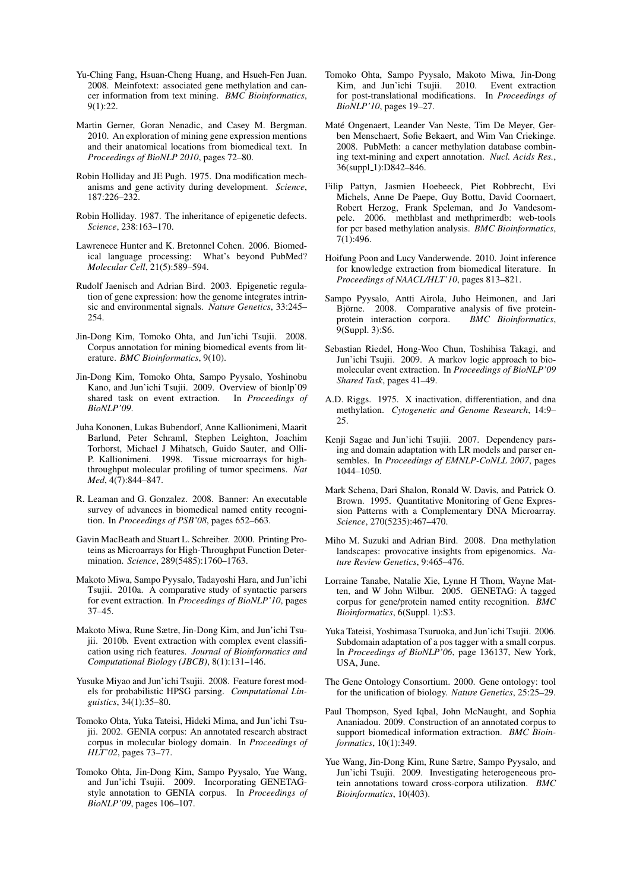Yu-Ching Fang, Hsuan-Cheng Huang, and Hsueh-Fen Juan. 2008. Meinfotext: associated gene methylation and cancer information from text mining. *BMC Bioinformatics*, 9(1):22.

Martin Gerner, Goran Nenadic, and Casey M. Bergman. 2010. An exploration of mining gene expression mentions and their anatomical locations from biomedical text. In *Proceedings of BioNLP 2010*, pages 72–80.

Robin Holliday and JE Pugh. 1975. Dna modification mechanisms and gene activity during development. *Science*, 187:226–232.

Robin Holliday. 1987. The inheritance of epigenetic defects. *Science*, 238:163–170.

Lawrenece Hunter and K. Bretonnel Cohen. 2006. Biomedical language processing: What's beyond PubMed? *Molecular Cell*, 21(5):589–594.

Rudolf Jaenisch and Adrian Bird. 2003. Epigenetic regulation of gene expression: how the genome integrates intrinsic and environmental signals. *Nature Genetics*, 33:245–254.

Jin-Dong Kim, Tomoko Ohta, and Jun'ichi Tsujii. 2008. Corpus annotation for mining biomedical events from literature. *BMC Bioinformatics*, 9(10).

Jin-Dong Kim, Tomoko Ohta, Sampo Pyysalo, Yoshinobu Kano, and Jun'ichi Tsujii. 2009. Overview of bionlp'09 shared task on event extraction. In *Proceedings of BioNLP'09*.

Juha Kononen, Lukas Bubendorf, Anne Kallionimeni, Maarit Barlund, Peter Schraml, Stephen Leighton, Joachim Torhorst, Michael J Mihatsch, Guido Sauter, and Olli-P. Kallionimeni. 1998. Tissue microarrays for high-throughput molecular profiling of tumor specimens. *Nat Med*, 4(7):844–847.

R. Leaman and G. Gonzalez. 2008. Banner: An executable survey of advances in biomedical named entity recognition. In *Proceedings of PSB'08*, pages 652–663.

Gavin MacBeath and Stuart L. Schreiber. 2000. Printing Proteins as Microarrays for High-Throughput Function Determination. *Science*, 289(5485):1760–1763.

Makoto Miwa, Sampo Pyysalo, Tadayoshi Hara, and Jun'ichi Tsujii. 2010a. A comparative study of syntactic parsers for event extraction. In *Proceedings of BioNLP'10*, pages 37–45.

Makoto Miwa, Rune Sætre, Jin-Dong Kim, and Jun'ichi Tsujii. 2010b. Event extraction with complex event classification using rich features. *Journal of Bioinformatics and Computational Biology (JBCB)*, 8(1):131–146.

Yusuke Miyao and Jun'ichi Tsujii. 2008. Feature forest models for probabilistic HPSG parsing. *Computational Linguistics*, 34(1):35–80.

Tomoko Ohta, Yuka Tateisi, Hideki Mima, and Jun'ichi Tsujii. 2002. GENIA corpus: An annotated research abstract corpus in molecular biology domain. In *Proceedings of HLT'02*, pages 73–77.

Tomoko Ohta, Jin-Dong Kim, Sampo Pyysalo, Yue Wang, and Jun'ichi Tsujii. 2009. Incorporating GENETAG-style annotation to GENIA corpus. In *Proceedings of BioNLP'09*, pages 106–107.

Tomoko Ohta, Sampo Pyysalo, Makoto Miwa, Jin-Dong Kim, and Jun'ichi Tsujii. 2010. Event extraction for post-translational modifications. In *Proceedings of BioNLP'10*, pages 19–27.

Maté Ongenaert, Leander Van Neste, Tim De Meyer, Gerben Menschaert, Sofie Bekaert, and Wim Van Criekinge. 2008. PubMeth: a cancer methylation database combining text-mining and expert annotation. *Nucl. Acids Res.*, 36(suppl_1):D842–846.

Filip Pattyn, Jasmien Hoebeeck, Piet Robbrecht, Evi Michels, Anne De Paepe, Guy Bottu, David Coornaert, Robert Herzog, Frank Speleman, and Jo Vandesompele. 2006. methblast and methprimerdb: web-tools for pcr based methylation analysis. *BMC Bioinformatics*, 7(1):496.

Hoifung Poon and Lucy Vanderwende. 2010. Joint inference for knowledge extraction from biomedical literature. In *Proceedings of NAACL/HLT'10*, pages 813–821.

Sampo Pyysalo, Antti Airola, Juho Heimonen, and Jari Björne. 2008. Comparative analysis of five protein-protein interaction corpora. *BMC Bioinformatics*, 9(Suppl. 3):S6.

Sebastian Riedel, Hong-Woo Chun, Toshihisa Takagi, and Jun'ichi Tsujii. 2009. A markov logic approach to biomolecular event extraction. In *Proceedings of BioNLP'09 Shared Task*, pages 41–49.

A.D. Riggs. 1975. X inactivation, differentiation, and dna methylation. *Cytogenetic and Genome Research*, 14:9–25.

Kenji Sagae and Jun'ichi Tsujii. 2007. Dependency parsing and domain adaptation with LR models and parser ensembles. In *Proceedings of EMNLP-CoNLL 2007*, pages 1044–1050.

Mark Schena, Dari Shalon, Ronald W. Davis, and Patrick O. Brown. 1995. Quantitative Monitoring of Gene Expression Patterns with a Complementary DNA Microarray. *Science*, 270(5235):467–470.

Miho M. Suzuki and Adrian Bird. 2008. Dna methylation landscapes: provocative insights from epigenomics. *Nature Review Genetics*, 9:465–476.

Lorraine Tanabe, Natalie Xie, Lynne H Thom, Wayne Matten, and W John Wilbur. 2005. GENETAG: A tagged corpus for gene/protein named entity recognition. *BMC Bioinformatics*, 6(Suppl. 1):S3.

Yuka Tateisi, Yoshimasa Tsuruoka, and Jun'ichi Tsujii. 2006. Subdomain adaptation of a pos tagger with a small corpus. In *Proceedings of BioNLP'06*, page 136137, New York, USA, June.

The Gene Ontology Consortium. 2000. Gene ontology: tool for the unification of biology. *Nature Genetics*, 25:25–29.

Paul Thompson, Syed Iqbal, John McNaught, and Sophia Ananiadou. 2009. Construction of an annotated corpus to support biomedical information extraction. *BMC Bioinformatics*, 10(1):349.

Yue Wang, Jin-Dong Kim, Rune Sætre, Sampo Pyysalo, and Jun'ichi Tsujii. 2009. Investigating heterogeneous protein annotations toward cross-corpora utilization. *BMC Bioinformatics*, 10(403).